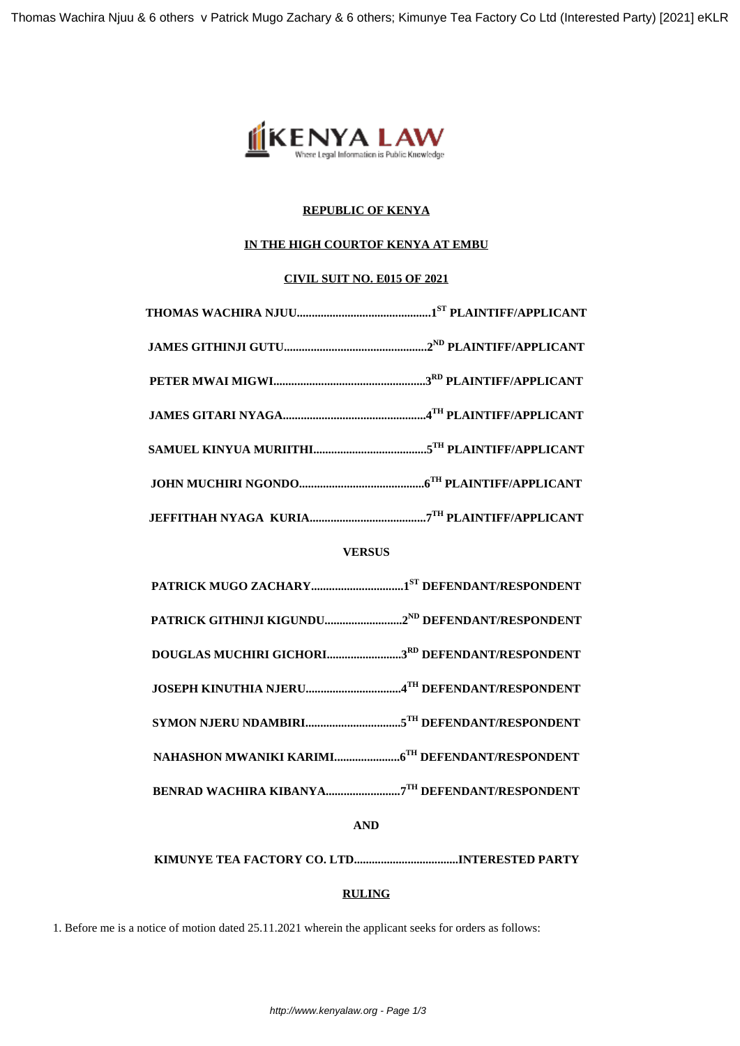**REPUBLIC OF KENYA**

**IN THE HIGH COURTOF KENYA AT EMBU**

**CIVIL SUIT NO. E015 OF 2021**

**THOMAS WACHIRA NJUU.............................................1ST PLAINTIFF/APPLICANT**

**JAMES GITHINJI GUTU................................................2ND PLAINTIFF/APPLICANT**

**PETER MWAI MIGWI...................................................3RD PLAINTIFF/APPLICANT**

**JAMES GITARI NYAGA................................................4TH PLAINTIFF/APPLICANT**

**SAMUEL KINYUA MURIITHI......................................5TH PLAINTIFF/APPLICANT**

**JOHN MUCHIRI NGONDO..........................................6TH PLAINTIFF/APPLICANT**

**JEFFITHAH NYAGA KURIA.......................................7TH PLAINTIFF/APPLICANT**

**VERSUS**

**PATRICK MUGO ZACHARY...............................1ST DEFENDANT/RESPONDENT**

**PATRICK GITHINJI KIGUNDU..........................2ND DEFENDANT/RESPONDENT**

**DOUGLAS MUCHIRI GICHORI.........................3RD DEFENDANT/RESPONDENT**

**JOSEPH KINUTHIA NJERU................................4TH DEFENDANT/RESPONDENT**

**SYMON NJERU NDAMBIRI................................5TH DEFENDANT/RESPONDENT**

**NAHASHON MWANIKI KARIMI......................6TH DEFENDANT/RESPONDENT**

**BENRAD WACHIRA KIBANYA.........................7TH DEFENDANT/RESPONDENT**

**AND**

**KIMUNYE TEA FACTORY CO. LTD...................................INTERESTED PARTY**

**RULING**

1. Before me is a notice of motion dated 25.11.2021 wherein the applicant seeks for orders as follows: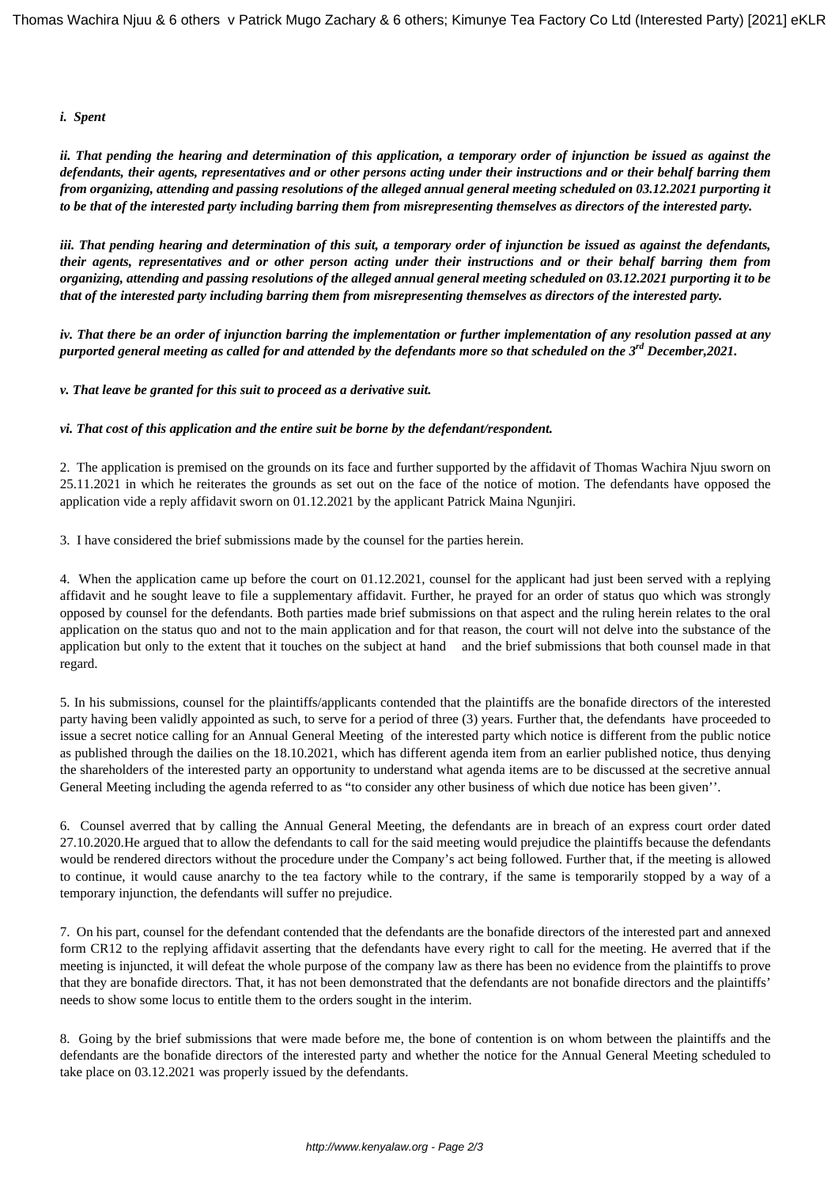***i. Spent***

***ii. That pending the hearing and determination of this application, a temporary order of injunction be issued as against the defendants, their agents, representatives and or other persons acting under their instructions and or their behalf barring them from organizing, attending and passing resolutions of the alleged annual general meeting scheduled on 03.12.2021 purporting it to be that of the interested party including barring them from misrepresenting themselves as directors of the interested party.***

***iii. That pending hearing and determination of this suit, a temporary order of injunction be issued as against the defendants, their agents, representatives and or other person acting under their instructions and or their behalf barring them from organizing, attending and passing resolutions of the alleged annual general meeting scheduled on 03.12.2021 purporting it to be that of the interested party including barring them from misrepresenting themselves as directors of the interested party.***

***iv. That there be an order of injunction barring the implementation or further implementation of any resolution passed at any purported general meeting as called for and attended by the defendants more so that scheduled on the 3rd December,2021.***

***v. That leave be granted for this suit to proceed as a derivative suit.***

***vi. That cost of this application and the entire suit be borne by the defendant/respondent.***

2. The application is premised on the grounds on its face and further supported by the affidavit of Thomas Wachira Njuu sworn on 25.11.2021 in which he reiterates the grounds as set out on the face of the notice of motion. The defendants have opposed the application vide a reply affidavit sworn on 01.12.2021 by the applicant Patrick Maina Ngunjiri.

3. I have considered the brief submissions made by the counsel for the parties herein.

4. When the application came up before the court on 01.12.2021, counsel for the applicant had just been served with a replying affidavit and he sought leave to file a supplementary affidavit. Further, he prayed for an order of status quo which was strongly opposed by counsel for the defendants. Both parties made brief submissions on that aspect and the ruling herein relates to the oral application on the status quo and not to the main application and for that reason, the court will not delve into the substance of the application but only to the extent that it touches on the subject at hand and the brief submissions that both counsel made in that regard.

5. In his submissions, counsel for the plaintiffs/applicants contended that the plaintiffs are the bonafide directors of the interested party having been validly appointed as such, to serve for a period of three (3) years. Further that, the defendants have proceeded to issue a secret notice calling for an Annual General Meeting of the interested party which notice is different from the public notice as published through the dailies on the 18.10.2021, which has different agenda item from an earlier published notice, thus denying the shareholders of the interested party an opportunity to understand what agenda items are to be discussed at the secretive annual General Meeting including the agenda referred to as "to consider any other business of which due notice has been given''.

6. Counsel averred that by calling the Annual General Meeting, the defendants are in breach of an express court order dated 27.10.2020.He argued that to allow the defendants to call for the said meeting would prejudice the plaintiffs because the defendants would be rendered directors without the procedure under the Company's act being followed. Further that, if the meeting is allowed to continue, it would cause anarchy to the tea factory while to the contrary, if the same is temporarily stopped by a way of a temporary injunction, the defendants will suffer no prejudice.

7. On his part, counsel for the defendant contended that the defendants are the bonafide directors of the interested part and annexed form CR12 to the replying affidavit asserting that the defendants have every right to call for the meeting. He averred that if the meeting is injuncted, it will defeat the whole purpose of the company law as there has been no evidence from the plaintiffs to prove that they are bonafide directors. That, it has not been demonstrated that the defendants are not bonafide directors and the plaintiffs' needs to show some locus to entitle them to the orders sought in the interim.

8. Going by the brief submissions that were made before me, the bone of contention is on whom between the plaintiffs and the defendants are the bonafide directors of the interested party and whether the notice for the Annual General Meeting scheduled to take place on 03.12.2021 was properly issued by the defendants.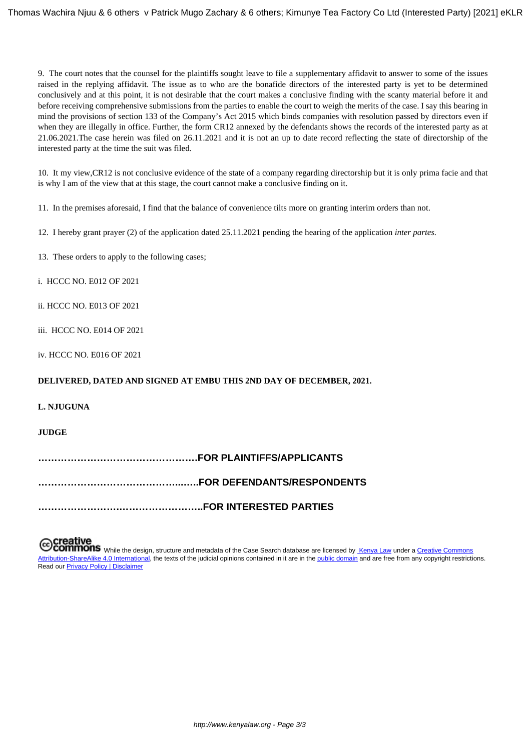9. The court notes that the counsel for the plaintiffs sought leave to file a supplementary affidavit to answer to some of the issues raised in the replying affidavit. The issue as to who are the bonafide directors of the interested party is yet to be determined conclusively and at this point, it is not desirable that the court makes a conclusive finding with the scanty material before it and before receiving comprehensive submissions from the parties to enable the court to weigh the merits of the case. I say this bearing in mind the provisions of section 133 of the Company's Act 2015 which binds companies with resolution passed by directors even if when they are illegally in office. Further, the form CR12 annexed by the defendants shows the records of the interested party as at 21.06.2021.The case herein was filed on 26.11.2021 and it is not an up to date record reflecting the state of directorship of the interested party at the time the suit was filed.

10. It my view,CR12 is not conclusive evidence of the state of a company regarding directorship but it is only prima facie and that is why I am of the view that at this stage, the court cannot make a conclusive finding on it.

11. In the premises aforesaid, I find that the balance of convenience tilts more on granting interim orders than not.

12. I hereby grant prayer (2) of the application dated 25.11.2021 pending the hearing of the application *inter partes.*

13. These orders to apply to the following cases;

i. HCCC NO. E012 OF 2021

ii. HCCC NO. E013 OF 2021

iii. HCCC NO. E014 OF 2021

iv. HCCC NO. E016 OF 2021

**DELIVERED, DATED AND SIGNED AT EMBU THIS 2ND DAY OF DECEMBER, 2021.**

**L. NJUGUNA**

**JUDGE**

**………………………………………….FOR PLAINTIFFS/APPLICANTS**

**……………………………………..…..FOR DEFENDANTS/RESPONDENTS**

**…………………….……………………..FOR INTERESTED PARTIES**

While the design, structure and metadata of the Case Search database are licensed by Kenya Law under a Creative Commons Attribution-ShareAlike 4.0 International, the texts of the judicial opinions contained in it are in the public domain and are free from any copyright restrictions. Read our Privacy Policy | Disclaimer